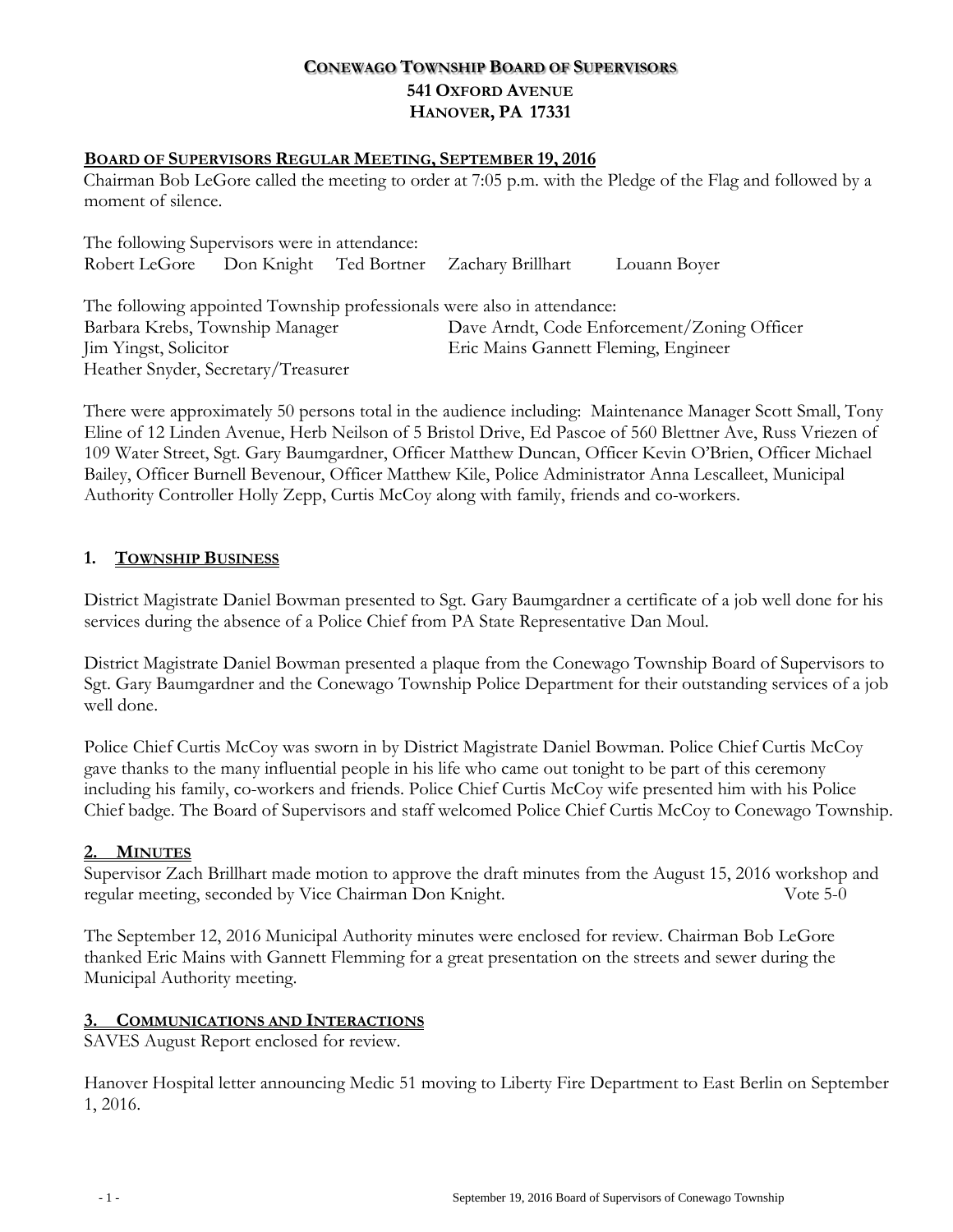**CONEWAGO TOWNSHIP BOARD OF SUPERVISORS**
**541 OXFORD AVENUE**
**HANOVER, PA 17331**

## BOARD OF SUPERVISORS REGULAR MEETING, SEPTEMBER 19, 2016

Chairman Bob LeGore called the meeting to order at 7:05 p.m. with the Pledge of the Flag and followed by a moment of silence.

The following Supervisors were in attendance:
Robert LeGore Don Knight Ted Bortner Zachary Brillhart Louann Boyer

The following appointed Township professionals were also in attendance:
Barbara Krebs, Township Manager
Dave Arndt, Code Enforcement/Zoning Officer
Jim Yingst, Solicitor
Eric Mains Gannett Fleming, Engineer
Heather Snyder, Secretary/Treasurer

There were approximately 50 persons total in the audience including: Maintenance Manager Scott Small, Tony Eline of 12 Linden Avenue, Herb Neilson of 5 Bristol Drive, Ed Pascoe of 560 Blettner Ave, Russ Vriezen of 109 Water Street, Sgt. Gary Baumgardner, Officer Matthew Duncan, Officer Kevin O'Brien, Officer Michael Bailey, Officer Burnell Bevenour, Officer Matthew Kile, Police Administrator Anna Lescalleet, Municipal Authority Controller Holly Zepp, Curtis McCoy along with family, friends and co-workers.

### 1. TOWNSHIP BUSINESS

District Magistrate Daniel Bowman presented to Sgt. Gary Baumgardner a certificate of a job well done for his services during the absence of a Police Chief from PA State Representative Dan Moul.

District Magistrate Daniel Bowman presented a plaque from the Conewago Township Board of Supervisors to Sgt. Gary Baumgardner and the Conewago Township Police Department for their outstanding services of a job well done.

Police Chief Curtis McCoy was sworn in by District Magistrate Daniel Bowman. Police Chief Curtis McCoy gave thanks to the many influential people in his life who came out tonight to be part of this ceremony including his family, co-workers and friends. Police Chief Curtis McCoy wife presented him with his Police Chief badge. The Board of Supervisors and staff welcomed Police Chief Curtis McCoy to Conewago Township.

### 2. MINUTES

Supervisor Zach Brillhart made motion to approve the draft minutes from the August 15, 2016 workshop and regular meeting, seconded by Vice Chairman Don Knight. Vote 5-0

The September 12, 2016 Municipal Authority minutes were enclosed for review. Chairman Bob LeGore thanked Eric Mains with Gannett Flemming for a great presentation on the streets and sewer during the Municipal Authority meeting.

### 3. COMMUNICATIONS AND INTERACTIONS

SAVES August Report enclosed for review.

Hanover Hospital letter announcing Medic 51 moving to Liberty Fire Department to East Berlin on September 1, 2016.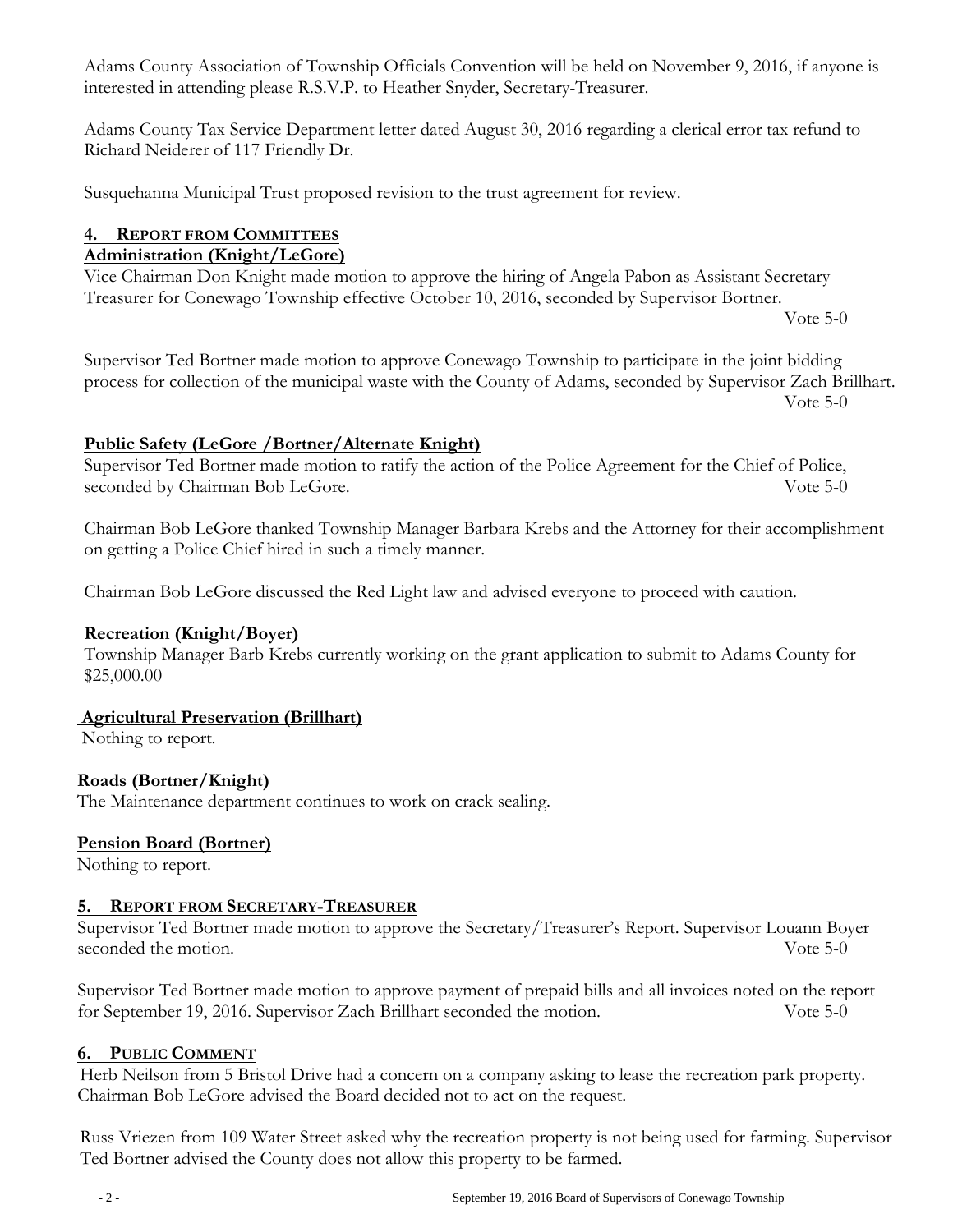Adams County Association of Township Officials Convention will be held on November 9, 2016, if anyone is interested in attending please R.S.V.P. to Heather Snyder, Secretary-Treasurer.

Adams County Tax Service Department letter dated August 30, 2016 regarding a clerical error tax refund to Richard Neiderer of 117 Friendly Dr.

Susquehanna Municipal Trust proposed revision to the trust agreement for review.

## 4. REPORT FROM COMMITTEES

### Administration (Knight/LeGore)

Vice Chairman Don Knight made motion to approve the hiring of Angela Pabon as Assistant Secretary Treasurer for Conewago Township effective October 10, 2016, seconded by Supervisor Bortner.
Vote 5-0

Supervisor Ted Bortner made motion to approve Conewago Township to participate in the joint bidding process for collection of the municipal waste with the County of Adams, seconded by Supervisor Zach Brillhart.
Vote 5-0

### Public Safety (LeGore /Bortner/Alternate Knight)

Supervisor Ted Bortner made motion to ratify the action of the Police Agreement for the Chief of Police, seconded by Chairman Bob LeGore. Vote 5-0

Chairman Bob LeGore thanked Township Manager Barbara Krebs and the Attorney for their accomplishment on getting a Police Chief hired in such a timely manner.

Chairman Bob LeGore discussed the Red Light law and advised everyone to proceed with caution.

### Recreation (Knight/Boyer)

Township Manager Barb Krebs currently working on the grant application to submit to Adams County for $25,000.00

### Agricultural Preservation (Brillhart)

Nothing to report.

### Roads (Bortner/Knight)

The Maintenance department continues to work on crack sealing.

### Pension Board (Bortner)

Nothing to report.

## 5. REPORT FROM SECRETARY-TREASURER

Supervisor Ted Bortner made motion to approve the Secretary/Treasurer's Report. Supervisor Louann Boyer seconded the motion. Vote 5-0

Supervisor Ted Bortner made motion to approve payment of prepaid bills and all invoices noted on the report for September 19, 2016. Supervisor Zach Brillhart seconded the motion. Vote 5-0

## 6. PUBLIC COMMENT

Herb Neilson from 5 Bristol Drive had a concern on a company asking to lease the recreation park property. Chairman Bob LeGore advised the Board decided not to act on the request.

Russ Vriezen from 109 Water Street asked why the recreation property is not being used for farming. Supervisor Ted Bortner advised the County does not allow this property to be farmed.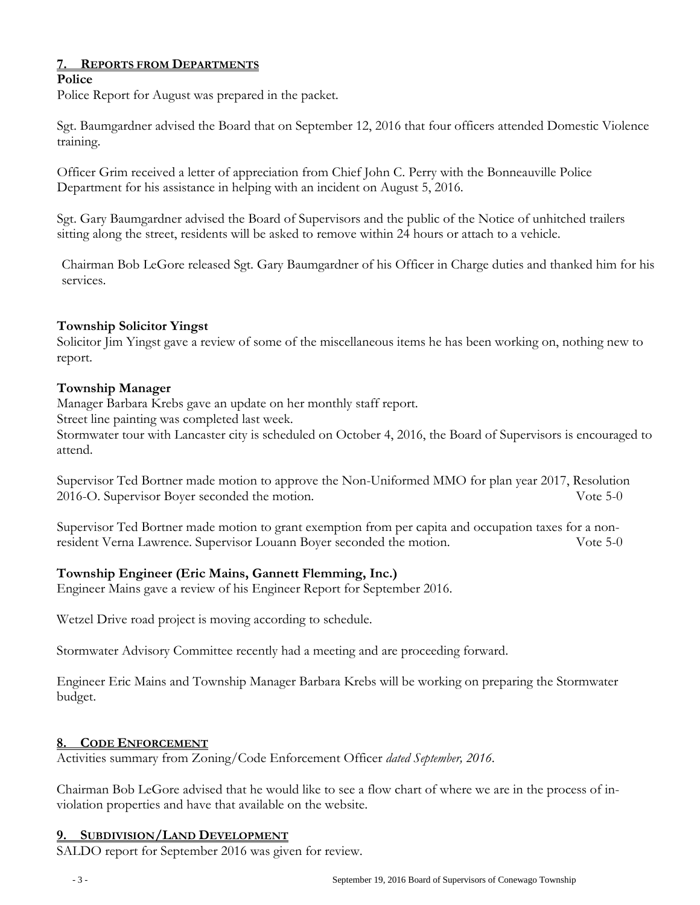## 7. REPORTS FROM DEPARTMENTS

**Police**

Police Report for August was prepared in the packet.

Sgt. Baumgardner advised the Board that on September 12, 2016 that four officers attended Domestic Violence training.

Officer Grim received a letter of appreciation from Chief John C. Perry with the Bonneauville Police Department for his assistance in helping with an incident on August 5, 2016.

Sgt. Gary Baumgardner advised the Board of Supervisors and the public of the Notice of unhitched trailers sitting along the street, residents will be asked to remove within 24 hours or attach to a vehicle.

Chairman Bob LeGore released Sgt. Gary Baumgardner of his Officer in Charge duties and thanked him for his services.

**Township Solicitor Yingst**

Solicitor Jim Yingst gave a review of some of the miscellaneous items he has been working on, nothing new to report.

**Township Manager**

Manager Barbara Krebs gave an update on her monthly staff report.
Street line painting was completed last week.
Stormwater tour with Lancaster city is scheduled on October 4, 2016, the Board of Supervisors is encouraged to attend.

Supervisor Ted Bortner made motion to approve the Non-Uniformed MMO for plan year 2017, Resolution 2016-O. Supervisor Boyer seconded the motion. Vote 5-0

Supervisor Ted Bortner made motion to grant exemption from per capita and occupation taxes for a non-resident Verna Lawrence. Supervisor Louann Boyer seconded the motion. Vote 5-0

**Township Engineer (Eric Mains, Gannett Flemming, Inc.)**

Engineer Mains gave a review of his Engineer Report for September 2016.

Wetzel Drive road project is moving according to schedule.

Stormwater Advisory Committee recently had a meeting and are proceeding forward.

Engineer Eric Mains and Township Manager Barbara Krebs will be working on preparing the Stormwater budget.

## 8. CODE ENFORCEMENT

Activities summary from Zoning/Code Enforcement Officer *dated September, 2016*.

Chairman Bob LeGore advised that he would like to see a flow chart of where we are in the process of in-violation properties and have that available on the website.

## 9. SUBDIVISION/LAND DEVELOPMENT

SALDO report for September 2016 was given for review.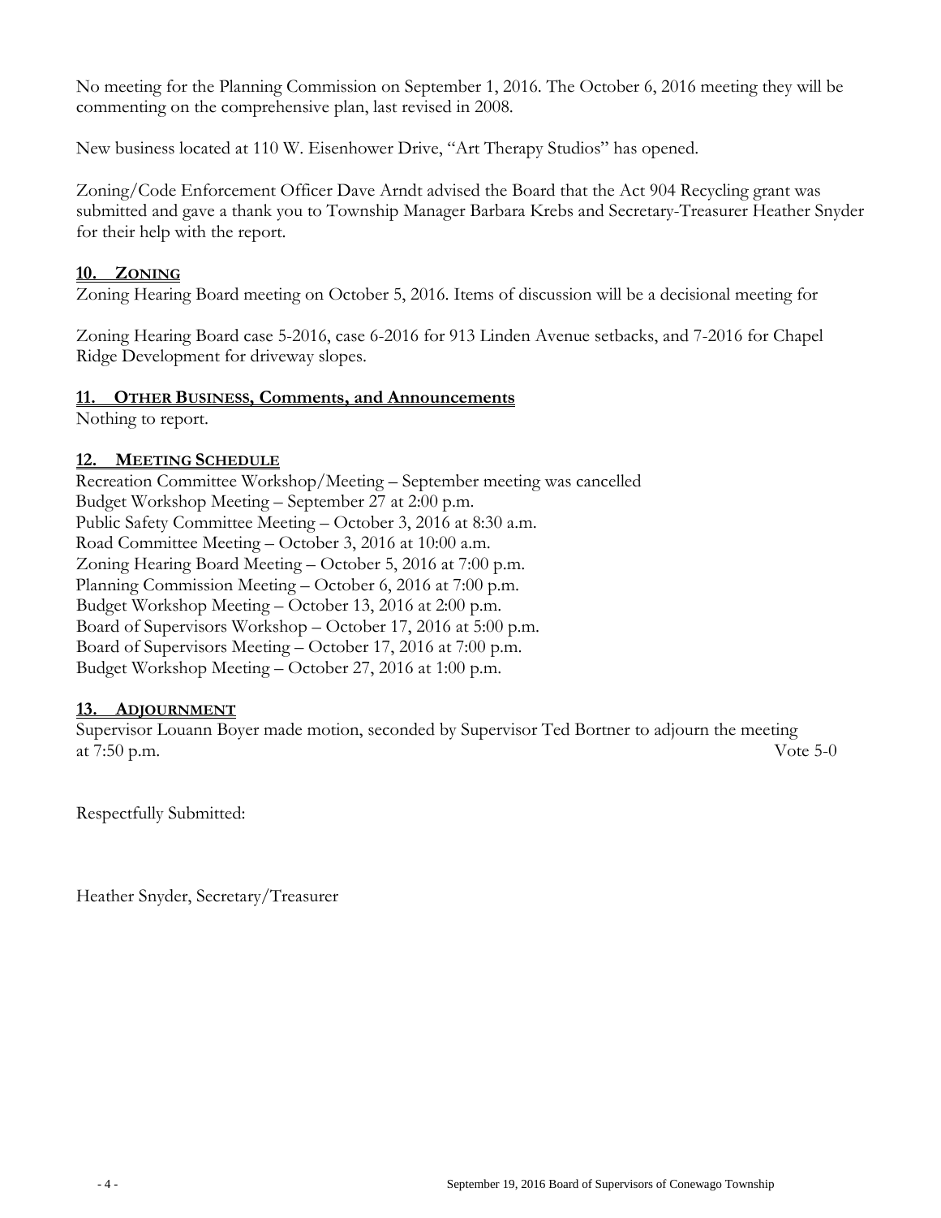No meeting for the Planning Commission on September 1, 2016. The October 6, 2016 meeting they will be commenting on the comprehensive plan, last revised in 2008.

New business located at 110 W. Eisenhower Drive, "Art Therapy Studios" has opened.

Zoning/Code Enforcement Officer Dave Arndt advised the Board that the Act 904 Recycling grant was submitted and gave a thank you to Township Manager Barbara Krebs and Secretary-Treasurer Heather Snyder for their help with the report.

## 10. ZONING

Zoning Hearing Board meeting on October 5, 2016. Items of discussion will be a decisional meeting for

Zoning Hearing Board case 5-2016, case 6-2016 for 913 Linden Avenue setbacks, and 7-2016 for Chapel Ridge Development for driveway slopes.

## 11. OTHER BUSINESS, Comments, and Announcements

Nothing to report.

## 12. MEETING SCHEDULE

Recreation Committee Workshop/Meeting – September meeting was cancelled
Budget Workshop Meeting – September 27 at 2:00 p.m.
Public Safety Committee Meeting – October 3, 2016 at 8:30 a.m.
Road Committee Meeting – October 3, 2016 at 10:00 a.m.
Zoning Hearing Board Meeting – October 5, 2016 at 7:00 p.m.
Planning Commission Meeting – October 6, 2016 at 7:00 p.m.
Budget Workshop Meeting – October 13, 2016 at 2:00 p.m.
Board of Supervisors Workshop – October 17, 2016 at 5:00 p.m.
Board of Supervisors Meeting – October 17, 2016 at 7:00 p.m.
Budget Workshop Meeting – October 27, 2016 at 1:00 p.m.

## 13. ADJOURNMENT

Supervisor Louann Boyer made motion, seconded by Supervisor Ted Bortner to adjourn the meeting at 7:50 p.m. Vote 5-0

Respectfully Submitted:

Heather Snyder, Secretary/Treasurer